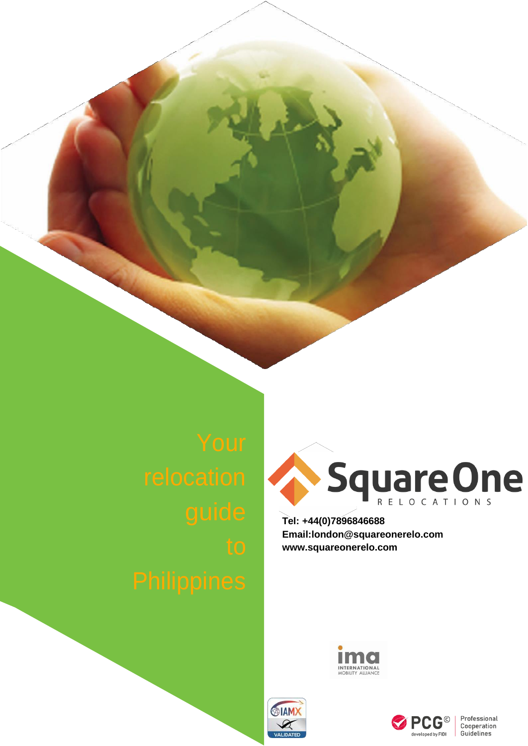# Your relocation guide to Philippines

**Square One**

RELOCATIONS

**Tel: +44(0)7896846688**
**Email:london@squareonerelo.com**
**www.squareonerelo.com**

ima INTERNATIONAL MOBILITY ALLIANCE

IAMX VALIDATED

PCG© developed by FIDI | Professional Cooperation Guidelines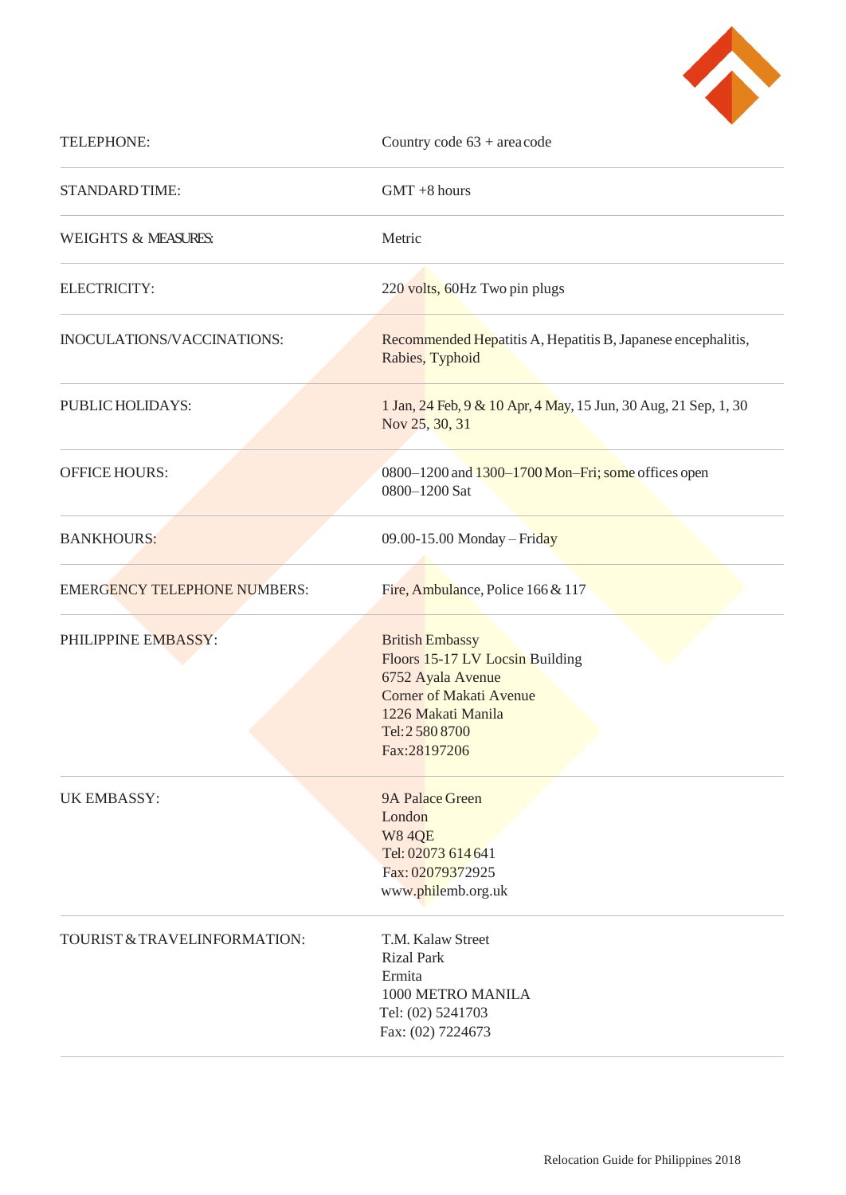| | |
|---|---|
| TELEPHONE: | Country code 63 + area code |
| STANDARD TIME: | GMT +8 hours |
| WEIGHTS & MEASURES: | Metric |
| ELECTRICITY: | 220 volts, 60Hz Two pin plugs |
| INOCULATIONS/VACCINATIONS: | Recommended Hepatitis A, Hepatitis B, Japanese encephalitis, Rabies, Typhoid |
| PUBLIC HOLIDAYS: | 1 Jan, 24 Feb, 9 & 10 Apr, 4 May, 15 Jun, 30 Aug, 21 Sep, 1, 30 Nov 25, 30, 31 |
| OFFICE HOURS: | 0800–1200 and 1300–1700 Mon–Fri; some offices open 0800–1200 Sat |
| BANKHOURS: | 09.00-15.00 Monday – Friday |
| EMERGENCY TELEPHONE NUMBERS: | Fire, Ambulance, Police 166 & 117 |
| PHILIPPINE EMBASSY: | British Embassy<br>Floors 15-17 LV Locsin Building<br>6752 Ayala Avenue<br>Corner of Makati Avenue<br>1226 Makati Manila<br>Tel: 2 580 8700<br>Fax:28197206 |
| UK EMBASSY: | 9A Palace Green<br>London<br>W8 4QE<br>Tel: 02073 614 641<br>Fax: 02079372925<br>www.philemb.org.uk |
| TOURIST & TRAVELINFORMATION: | T.M. Kalaw Street<br>Rizal Park<br>Ermita<br>1000 METRO MANILA<br>Tel: (02) 5241703<br>Fax: (02) 7224673 |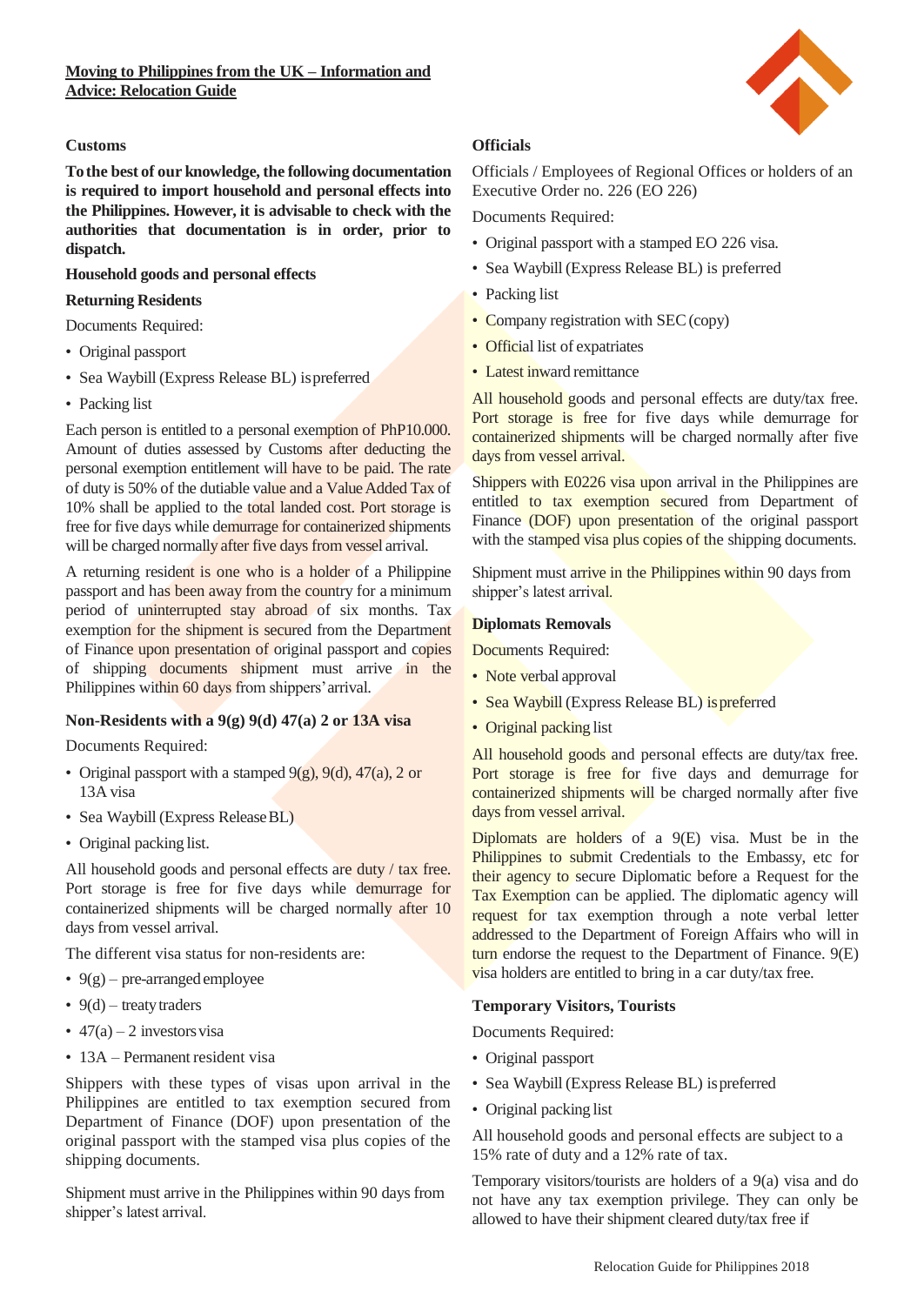**Moving to Philippines from the UK – Information and Advice: Relocation Guide**

## Customs

**To the best of our knowledge, the following documentation is required to import household and personal effects into the Philippines. However, it is advisable to check with the authorities that documentation is in order, prior to dispatch.**

### Household goods and personal effects

### Returning Residents

Documents Required:

- Original passport
- Sea Waybill (Express Release BL) is preferred
- Packing list

Each person is entitled to a personal exemption of PhP10.000. Amount of duties assessed by Customs after deducting the personal exemption entitlement will have to be paid. The rate of duty is 50% of the dutiable value and a Value Added Tax of 10% shall be applied to the total landed cost. Port storage is free for five days while demurrage for containerized shipments will be charged normally after five days from vessel arrival.

A returning resident is one who is a holder of a Philippine passport and has been away from the country for a minimum period of uninterrupted stay abroad of six months. Tax exemption for the shipment is secured from the Department of Finance upon presentation of original passport and copies of shipping documents shipment must arrive in the Philippines within 60 days from shippers' arrival.

### Non-Residents with a 9(g) 9(d) 47(a) 2 or 13A visa

Documents Required:

- Original passport with a stamped 9(g), 9(d), 47(a), 2 or 13A visa
- Sea Waybill (Express Release BL)
- Original packing list.

All household goods and personal effects are duty / tax free. Port storage is free for five days while demurrage for containerized shipments will be charged normally after 10 days from vessel arrival.

The different visa status for non-residents are:

- 9(g) – pre-arranged employee
- 9(d) – treaty traders
- 47(a) – 2 investors visa
- 13A – Permanent resident visa

Shippers with these types of visas upon arrival in the Philippines are entitled to tax exemption secured from Department of Finance (DOF) upon presentation of the original passport with the stamped visa plus copies of the shipping documents.

Shipment must arrive in the Philippines within 90 days from shipper's latest arrival.

### Officials

Officials / Employees of Regional Offices or holders of an Executive Order no. 226 (EO 226)

Documents Required:

- Original passport with a stamped EO 226 visa.
- Sea Waybill (Express Release BL) is preferred
- Packing list
- Company registration with SEC (copy)
- Official list of expatriates
- Latest inward remittance

All household goods and personal effects are duty/tax free. Port storage is free for five days while demurrage for containerized shipments will be charged normally after five days from vessel arrival.

Shippers with E0226 visa upon arrival in the Philippines are entitled to tax exemption secured from Department of Finance (DOF) upon presentation of the original passport with the stamped visa plus copies of the shipping documents.

Shipment must arrive in the Philippines within 90 days from shipper's latest arrival.

### Diplomats Removals

Documents Required:

- Note verbal approval
- Sea Waybill (Express Release BL) is preferred
- Original packing list

All household goods and personal effects are duty/tax free. Port storage is free for five days and demurrage for containerized shipments will be charged normally after five days from vessel arrival.

Diplomats are holders of a 9(E) visa. Must be in the Philippines to submit Credentials to the Embassy, etc for their agency to secure Diplomatic before a Request for the Tax Exemption can be applied. The diplomatic agency will request for tax exemption through a note verbal letter addressed to the Department of Foreign Affairs who will in turn endorse the request to the Department of Finance. 9(E) visa holders are entitled to bring in a car duty/tax free.

### Temporary Visitors, Tourists

Documents Required:

- Original passport
- Sea Waybill (Express Release BL) is preferred
- Original packing list

All household goods and personal effects are subject to a 15% rate of duty and a 12% rate of tax.

Temporary visitors/tourists are holders of a 9(a) visa and do not have any tax exemption privilege. They can only be allowed to have their shipment cleared duty/tax free if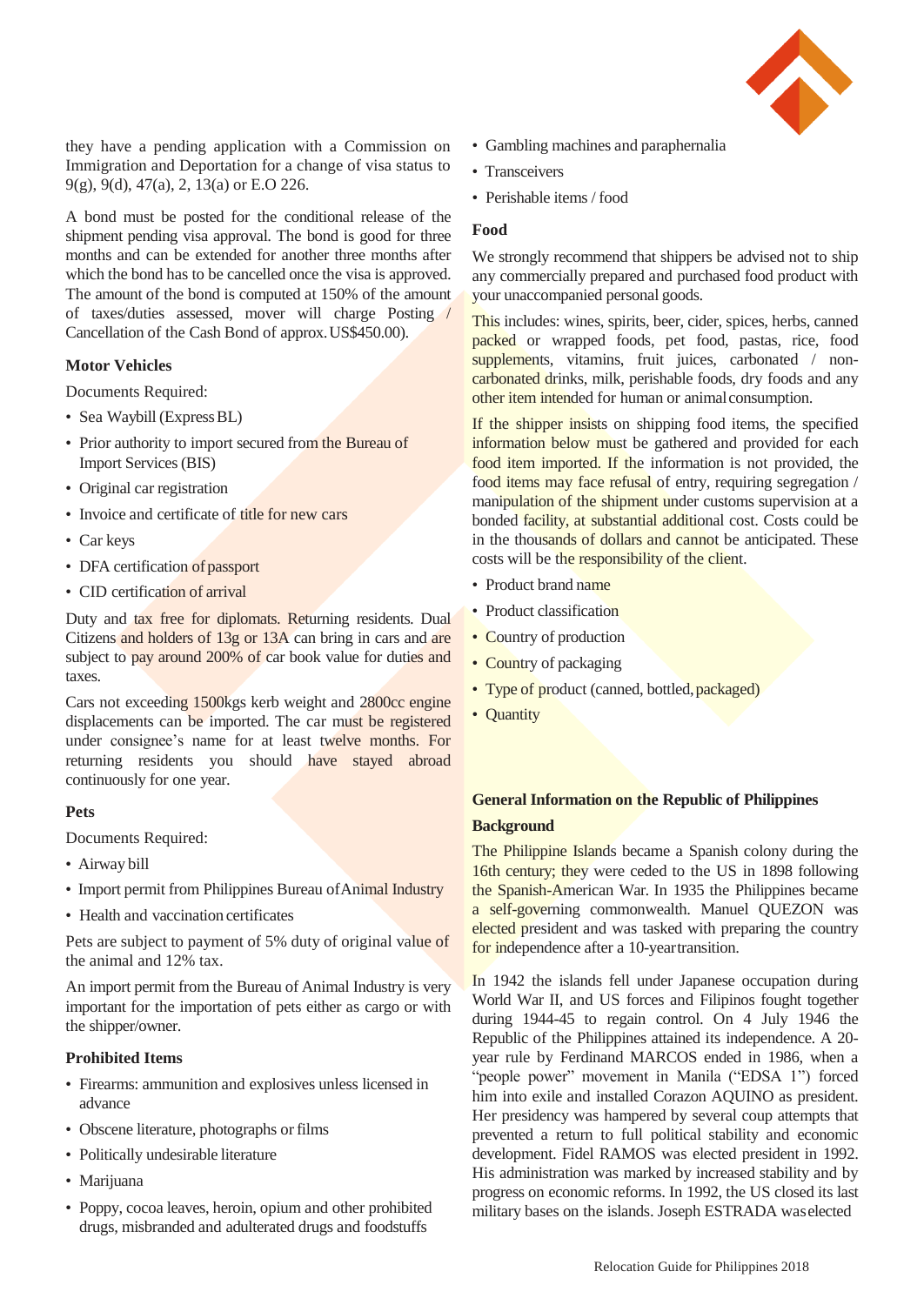they have a pending application with a Commission on Immigration and Deportation for a change of visa status to 9(g), 9(d), 47(a), 2, 13(a) or E.O 226.

A bond must be posted for the conditional release of the shipment pending visa approval. The bond is good for three months and can be extended for another three months after which the bond has to be cancelled once the visa is approved. The amount of the bond is computed at 150% of the amount of taxes/duties assessed, mover will charge Posting / Cancellation of the Cash Bond of approx. US$450.00).

### Motor Vehicles

Documents Required:

- Sea Waybill (Express BL)
- Prior authority to import secured from the Bureau of Import Services (BIS)
- Original car registration
- Invoice and certificate of title for new cars
- Car keys
- DFA certification of passport
- CID certification of arrival

Duty and tax free for diplomats. Returning residents. Dual Citizens and holders of 13g or 13A can bring in cars and are subject to pay around 200% of car book value for duties and taxes.

Cars not exceeding 1500kgs kerb weight and 2800cc engine displacements can be imported. The car must be registered under consignee's name for at least twelve months. For returning residents you should have stayed abroad continuously for one year.

### Pets

Documents Required:

- Airway bill
- Import permit from Philippines Bureau of Animal Industry
- Health and vaccination certificates

Pets are subject to payment of 5% duty of original value of the animal and 12% tax.

An import permit from the Bureau of Animal Industry is very important for the importation of pets either as cargo or with the shipper/owner.

### Prohibited Items

- Firearms: ammunition and explosives unless licensed in advance
- Obscene literature, photographs or films
- Politically undesirable literature
- Marijuana
- Poppy, cocoa leaves, heroin, opium and other prohibited drugs, misbranded and adulterated drugs and foodstuffs
- Gambling machines and paraphernalia
- Transceivers
- Perishable items / food

### Food

We strongly recommend that shippers be advised not to ship any commercially prepared and purchased food product with your unaccompanied personal goods.

This includes: wines, spirits, beer, cider, spices, herbs, canned packed or wrapped foods, pet food, pastas, rice, food supplements, vitamins, fruit juices, carbonated / non-carbonated drinks, milk, perishable foods, dry foods and any other item intended for human or animal consumption.

If the shipper insists on shipping food items, the specified information below must be gathered and provided for each food item imported. If the information is not provided, the food items may face refusal of entry, requiring segregation / manipulation of the shipment under customs supervision at a bonded facility, at substantial additional cost. Costs could be in the thousands of dollars and cannot be anticipated. These costs will be the responsibility of the client.

- Product brand name
- Product classification
- Country of production
- Country of packaging
- Type of product (canned, bottled, packaged)
- Quantity

## General Information on the Republic of Philippines

### Background

The Philippine Islands became a Spanish colony during the 16th century; they were ceded to the US in 1898 following the Spanish-American War. In 1935 the Philippines became a self-governing commonwealth. Manuel QUEZON was elected president and was tasked with preparing the country for independence after a 10-year transition.

In 1942 the islands fell under Japanese occupation during World War II, and US forces and Filipinos fought together during 1944-45 to regain control. On 4 July 1946 the Republic of the Philippines attained its independence. A 20-year rule by Ferdinand MARCOS ended in 1986, when a "people power" movement in Manila ("EDSA 1") forced him into exile and installed Corazon AQUINO as president. Her presidency was hampered by several coup attempts that prevented a return to full political stability and economic development. Fidel RAMOS was elected president in 1992. His administration was marked by increased stability and by progress on economic reforms. In 1992, the US closed its last military bases on the islands. Joseph ESTRADA was elected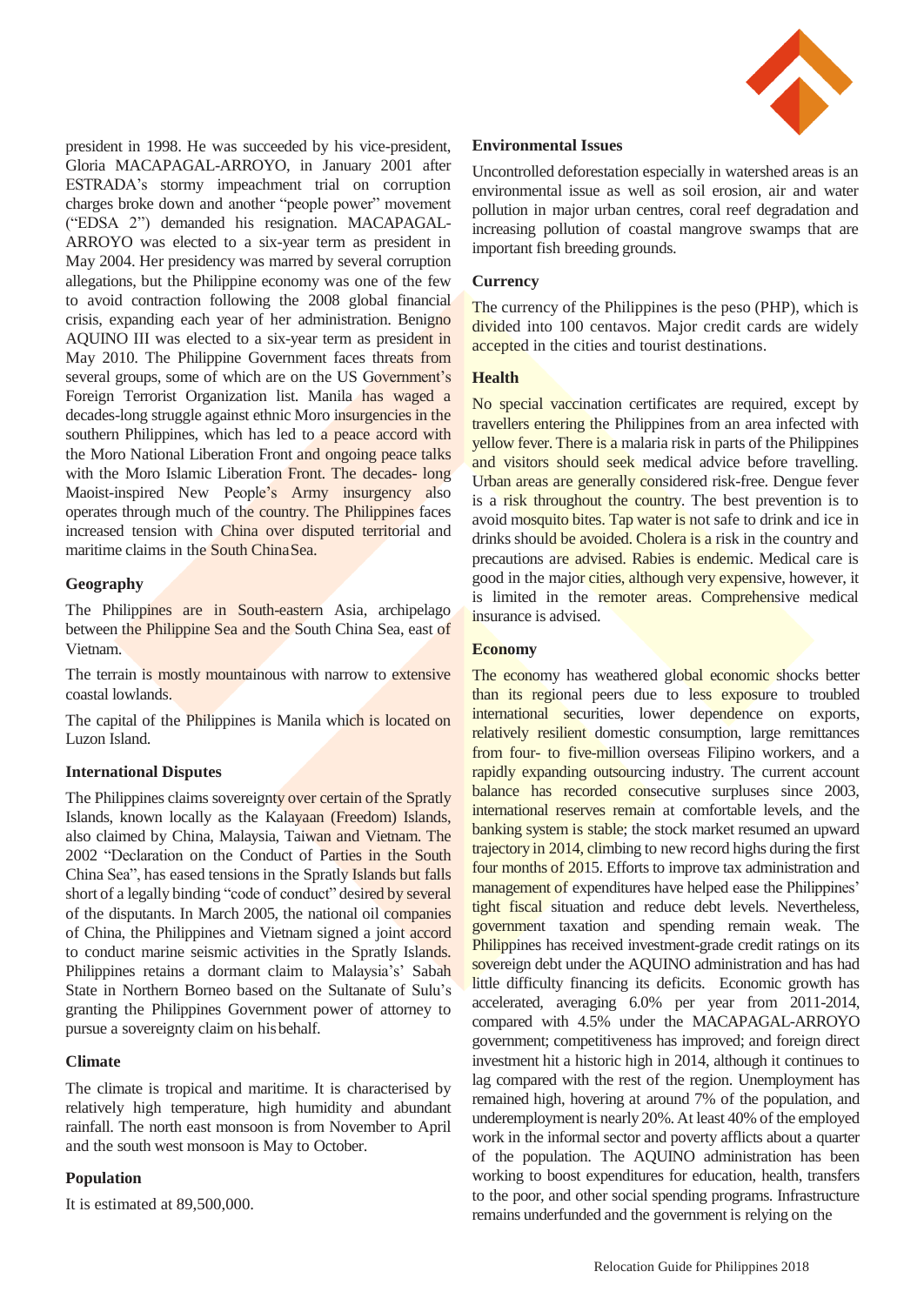president in 1998. He was succeeded by his vice-president, Gloria MACAPAGAL-ARROYO, in January 2001 after ESTRADA's stormy impeachment trial on corruption charges broke down and another "people power" movement ("EDSA 2") demanded his resignation. MACAPAGAL-ARROYO was elected to a six-year term as president in May 2004. Her presidency was marred by several corruption allegations, but the Philippine economy was one of the few to avoid contraction following the 2008 global financial crisis, expanding each year of her administration. Benigno AQUINO III was elected to a six-year term as president in May 2010. The Philippine Government faces threats from several groups, some of which are on the US Government's Foreign Terrorist Organization list. Manila has waged a decades-long struggle against ethnic Moro insurgencies in the southern Philippines, which has led to a peace accord with the Moro National Liberation Front and ongoing peace talks with the Moro Islamic Liberation Front. The decades- long Maoist-inspired New People's Army insurgency also operates through much of the country. The Philippines faces increased tension with China over disputed territorial and maritime claims in the South China Sea.

### Geography

The Philippines are in South-eastern Asia, archipelago between the Philippine Sea and the South China Sea, east of Vietnam.

The terrain is mostly mountainous with narrow to extensive coastal lowlands.

The capital of the Philippines is Manila which is located on Luzon Island.

### International Disputes

The Philippines claims sovereignty over certain of the Spratly Islands, known locally as the Kalayaan (Freedom) Islands, also claimed by China, Malaysia, Taiwan and Vietnam. The 2002 "Declaration on the Conduct of Parties in the South China Sea", has eased tensions in the Spratly Islands but falls short of a legally binding "code of conduct" desired by several of the disputants. In March 2005, the national oil companies of China, the Philippines and Vietnam signed a joint accord to conduct marine seismic activities in the Spratly Islands. Philippines retains a dormant claim to Malaysia's' Sabah State in Northern Borneo based on the Sultanate of Sulu's granting the Philippines Government power of attorney to pursue a sovereignty claim on his behalf.

### Climate

The climate is tropical and maritime. It is characterised by relatively high temperature, high humidity and abundant rainfall. The north east monsoon is from November to April and the south west monsoon is May to October.

### Population

It is estimated at 89,500,000.

### Environmental Issues

Uncontrolled deforestation especially in watershed areas is an environmental issue as well as soil erosion, air and water pollution in major urban centres, coral reef degradation and increasing pollution of coastal mangrove swamps that are important fish breeding grounds.

### Currency

The currency of the Philippines is the peso (PHP), which is divided into 100 centavos. Major credit cards are widely accepted in the cities and tourist destinations.

### Health

No special vaccination certificates are required, except by travellers entering the Philippines from an area infected with yellow fever. There is a malaria risk in parts of the Philippines and visitors should seek medical advice before travelling. Urban areas are generally considered risk-free. Dengue fever is a risk throughout the country. The best prevention is to avoid mosquito bites. Tap water is not safe to drink and ice in drinks should be avoided. Cholera is a risk in the country and precautions are advised. Rabies is endemic. Medical care is good in the major cities, although very expensive, however, it is limited in the remoter areas. Comprehensive medical insurance is advised.

### Economy

The economy has weathered global economic shocks better than its regional peers due to less exposure to troubled international securities, lower dependence on exports, relatively resilient domestic consumption, large remittances from four- to five-million overseas Filipino workers, and a rapidly expanding outsourcing industry. The current account balance has recorded consecutive surpluses since 2003, international reserves remain at comfortable levels, and the banking system is stable; the stock market resumed an upward trajectory in 2014, climbing to new record highs during the first four months of 2015. Efforts to improve tax administration and management of expenditures have helped ease the Philippines' tight fiscal situation and reduce debt levels. Nevertheless, government taxation and spending remain weak. The Philippines has received investment-grade credit ratings on its sovereign debt under the AQUINO administration and has had little difficulty financing its deficits. Economic growth has accelerated, averaging 6.0% per year from 2011-2014, compared with 4.5% under the MACAPAGAL-ARROYO government; competitiveness has improved; and foreign direct investment hit a historic high in 2014, although it continues to lag compared with the rest of the region. Unemployment has remained high, hovering at around 7% of the population, and underemployment is nearly 20%. At least 40% of the employed work in the informal sector and poverty afflicts about a quarter of the population. The AQUINO administration has been working to boost expenditures for education, health, transfers to the poor, and other social spending programs. Infrastructure remains underfunded and the government is relying on the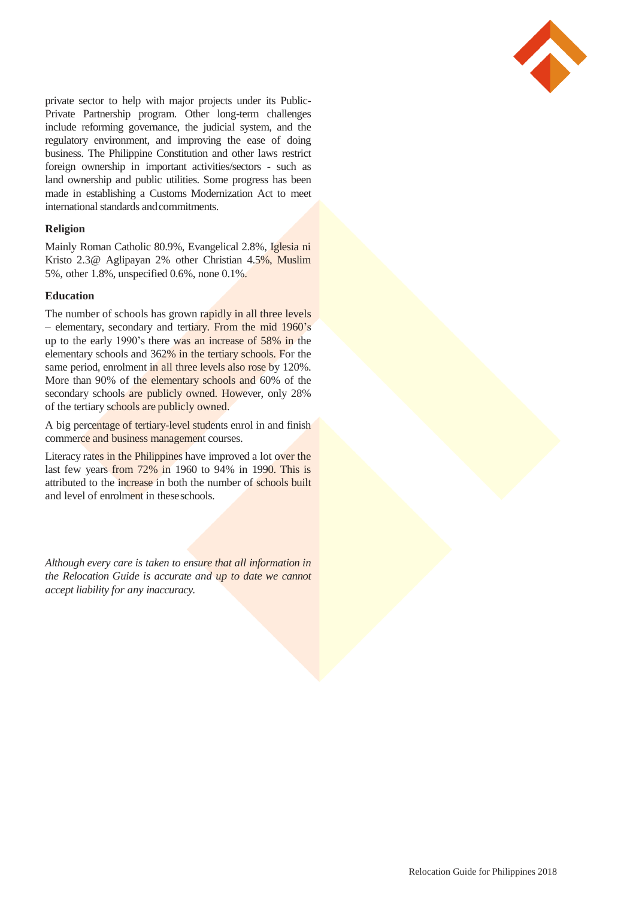private sector to help with major projects under its Public-Private Partnership program. Other long-term challenges include reforming governance, the judicial system, and the regulatory environment, and improving the ease of doing business. The Philippine Constitution and other laws restrict foreign ownership in important activities/sectors - such as land ownership and public utilities. Some progress has been made in establishing a Customs Modernization Act to meet international standards and commitments.

### Religion

Mainly Roman Catholic 80.9%, Evangelical 2.8%, Iglesia ni Kristo 2.3@ Aglipayan 2% other Christian 4.5%, Muslim 5%, other 1.8%, unspecified 0.6%, none 0.1%.

### Education

The number of schools has grown rapidly in all three levels – elementary, secondary and tertiary. From the mid 1960's up to the early 1990's there was an increase of 58% in the elementary schools and 362% in the tertiary schools. For the same period, enrolment in all three levels also rose by 120%. More than 90% of the elementary schools and 60% of the secondary schools are publicly owned. However, only 28% of the tertiary schools are publicly owned.

A big percentage of tertiary-level students enrol in and finish commerce and business management courses.

Literacy rates in the Philippines have improved a lot over the last few years from 72% in 1960 to 94% in 1990. This is attributed to the increase in both the number of schools built and level of enrolment in these schools.

*Although every care is taken to ensure that all information in the Relocation Guide is accurate and up to date we cannot accept liability for any inaccuracy.*